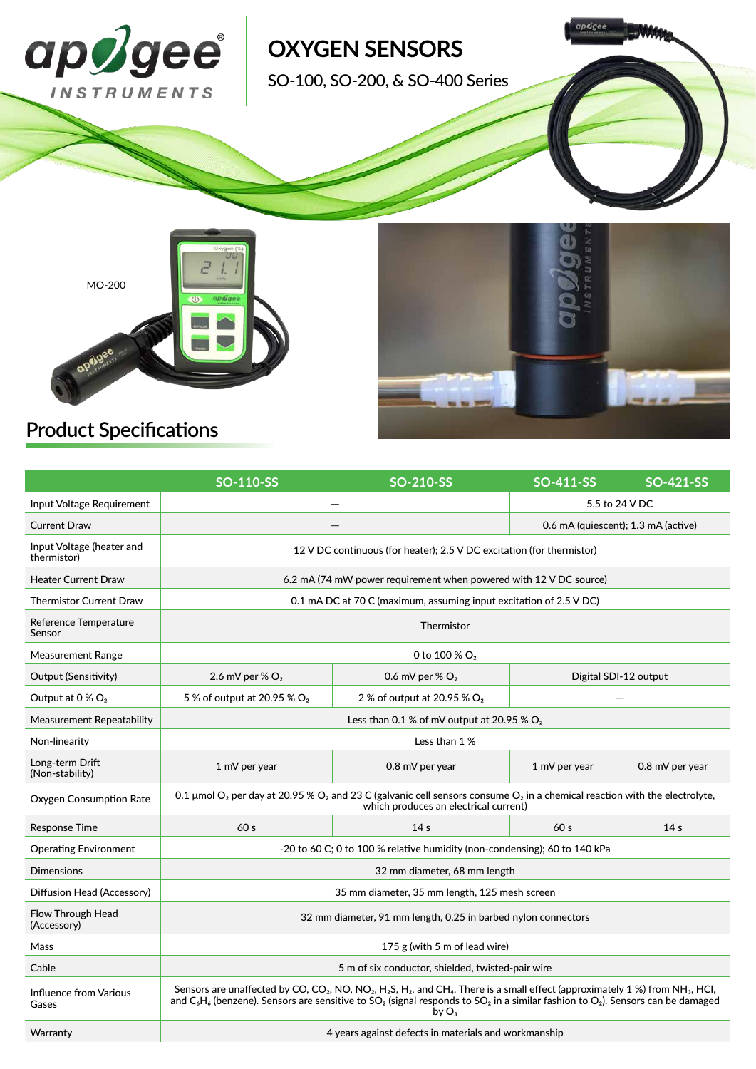# OXYGEN SENSORS

SO-100, SO-200, & SO-400 Series

MO-200

## Product Specifications

| | SO-110-SS | SO-210-SS | SO-411-SS | SO-421-SS |
|---|---|---|---|---|
| Input Voltage Requirement | — | | 5.5 to 24 V DC | |
| Current Draw | — | | 0.6 mA (quiescent); 1.3 mA (active) | |
| Input Voltage (heater and thermistor) | 12 V DC continuous (for heater); 2.5 V DC excitation (for thermistor) | | | |
| Heater Current Draw | 6.2 mA (74 mW power requirement when powered with 12 V DC source) | | | |
| Thermistor Current Draw | 0.1 mA DC at 70 C (maximum, assuming input excitation of 2.5 V DC) | | | |
| Reference Temperature Sensor | Thermistor | | | |
| Measurement Range | 0 to 100 % $O_2$ | | | |
| Output (Sensitivity) | 2.6 mV per % $O_2$ | 0.6 mV per % $O_2$ | Digital SDI-12 output | |
| Output at 0 % $O_2$ | 5 % of output at 20.95 % $O_2$ | 2 % of output at 20.95 % $O_2$ | — | |
| Measurement Repeatability | Less than 0.1 % of mV output at 20.95 % $O_2$ | | | |
| Non-linearity | Less than 1 % | | | |
| Long-term Drift (Non-stability) | 1 mV per year | 0.8 mV per year | 1 mV per year | 0.8 mV per year |
| Oxygen Consumption Rate | 0.1 µmol $O_2$ per day at 20.95 % $O_2$ and 23 C (galvanic cell sensors consume $O_2$ in a chemical reaction with the electrolyte, which produces an electrical current) | | | |
| Response Time | 60 s | 14 s | 60 s | 14 s |
| Operating Environment | -20 to 60 C; 0 to 100 % relative humidity (non-condensing); 60 to 140 kPa | | | |
| Dimensions | 32 mm diameter, 68 mm length | | | |
| Diffusion Head (Accessory) | 35 mm diameter, 35 mm length, 125 mesh screen | | | |
| Flow Through Head (Accessory) | 32 mm diameter, 91 mm length, 0.25 in barbed nylon connectors | | | |
| Mass | 175 g (with 5 m of lead wire) | | | |
| Cable | 5 m of six conductor, shielded, twisted-pair wire | | | |
| Influence from Various Gases | Sensors are unaffected by CO, $CO_2$, NO, $NO_2$, $H_2S$, $H_2$, and $CH_4$. There is a small effect (approximately 1 %) from $NH_3$, HCl, and $C_6H_6$ (benzene). Sensors are sensitive to $SO_2$ (signal responds to $SO_2$ in a similar fashion to $O_2$). Sensors can be damaged by $O_3$ | | | |
| Warranty | 4 years against defects in materials and workmanship | | | |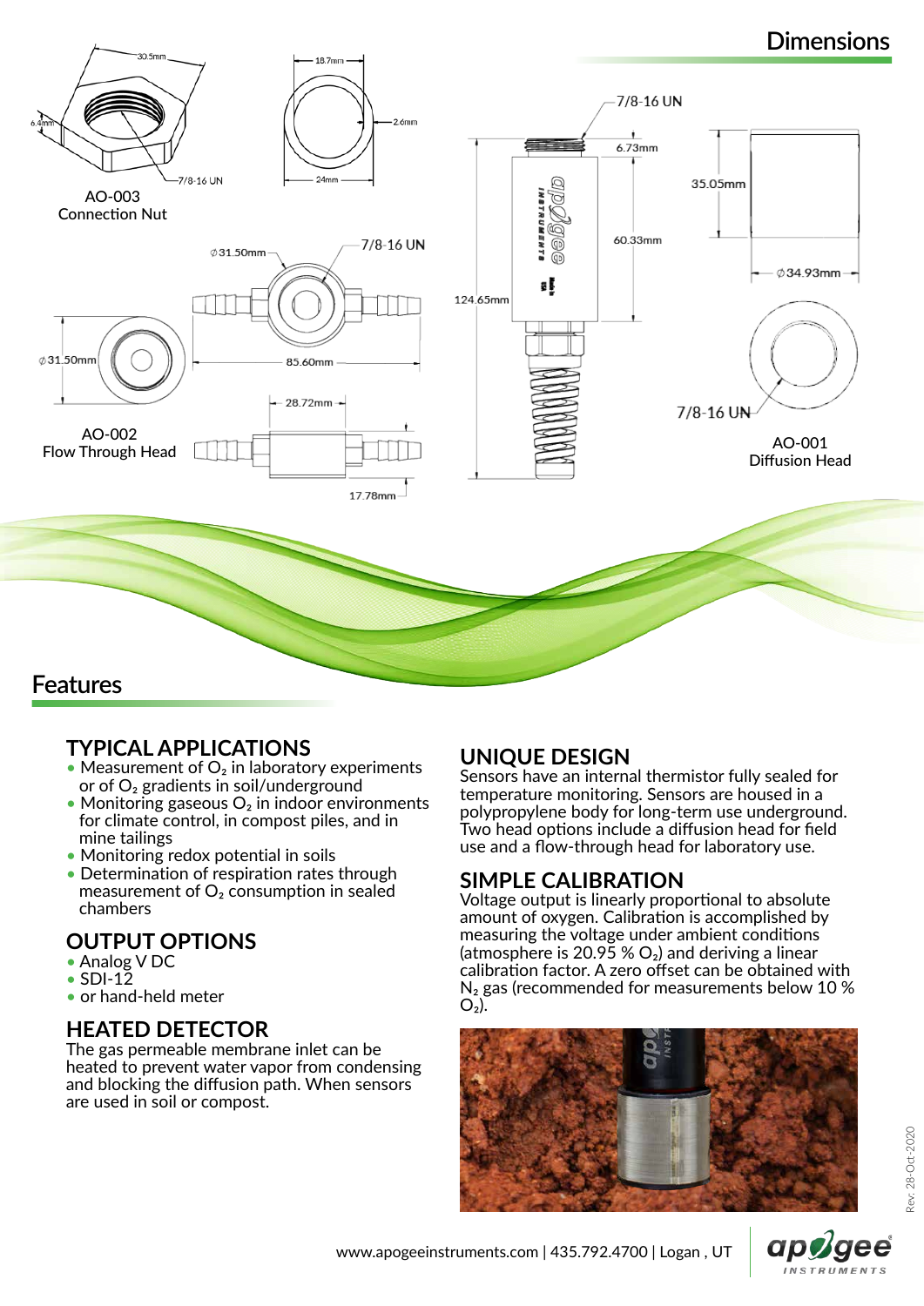## Dimensions

30.5mm
6.4mm
7/8-16 UN
18.7mm
2.6mm
24mm
AO-003
Connection Nut

⌀31.50mm
7/8-16 UN
⌀31.50mm
85.60mm
28.72mm
17.78mm
AO-002
Flow Through Head

7/8-16 UN
6.73mm
60.33mm
124.65mm

35.05mm
⌀34.93mm
7/8-16 UN
AO-001
Diffusion Head

## Features

### TYPICAL APPLICATIONS

- Measurement of $O_2$ in laboratory experiments or of $O_2$ gradients in soil/underground
- Monitoring gaseous $O_2$ in indoor environments for climate control, in compost piles, and in mine tailings
- Monitoring redox potential in soils
- Determination of respiration rates through measurement of $O_2$ consumption in sealed chambers

### OUTPUT OPTIONS

- Analog V DC
- SDI-12
- or hand-held meter

### HEATED DETECTOR

The gas permeable membrane inlet can be heated to prevent water vapor from condensing and blocking the diffusion path. When sensors are used in soil or compost.

### UNIQUE DESIGN

Sensors have an internal thermistor fully sealed for temperature monitoring. Sensors are housed in a polypropylene body for long-term use underground. Two head options include a diffusion head for field use and a flow-through head for laboratory use.

### SIMPLE CALIBRATION

Voltage output is linearly proportional to absolute amount of oxygen. Calibration is accomplished by measuring the voltage under ambient conditions (atmosphere is 20.95 % $O_2$) and deriving a linear calibration factor. A zero offset can be obtained with $N_2$ gas (recommended for measurements below 10 % $O_2$).

Rev: 28-Oct-2020

www.apogeeinstruments.com | 435.792.4700 | Logan , UT